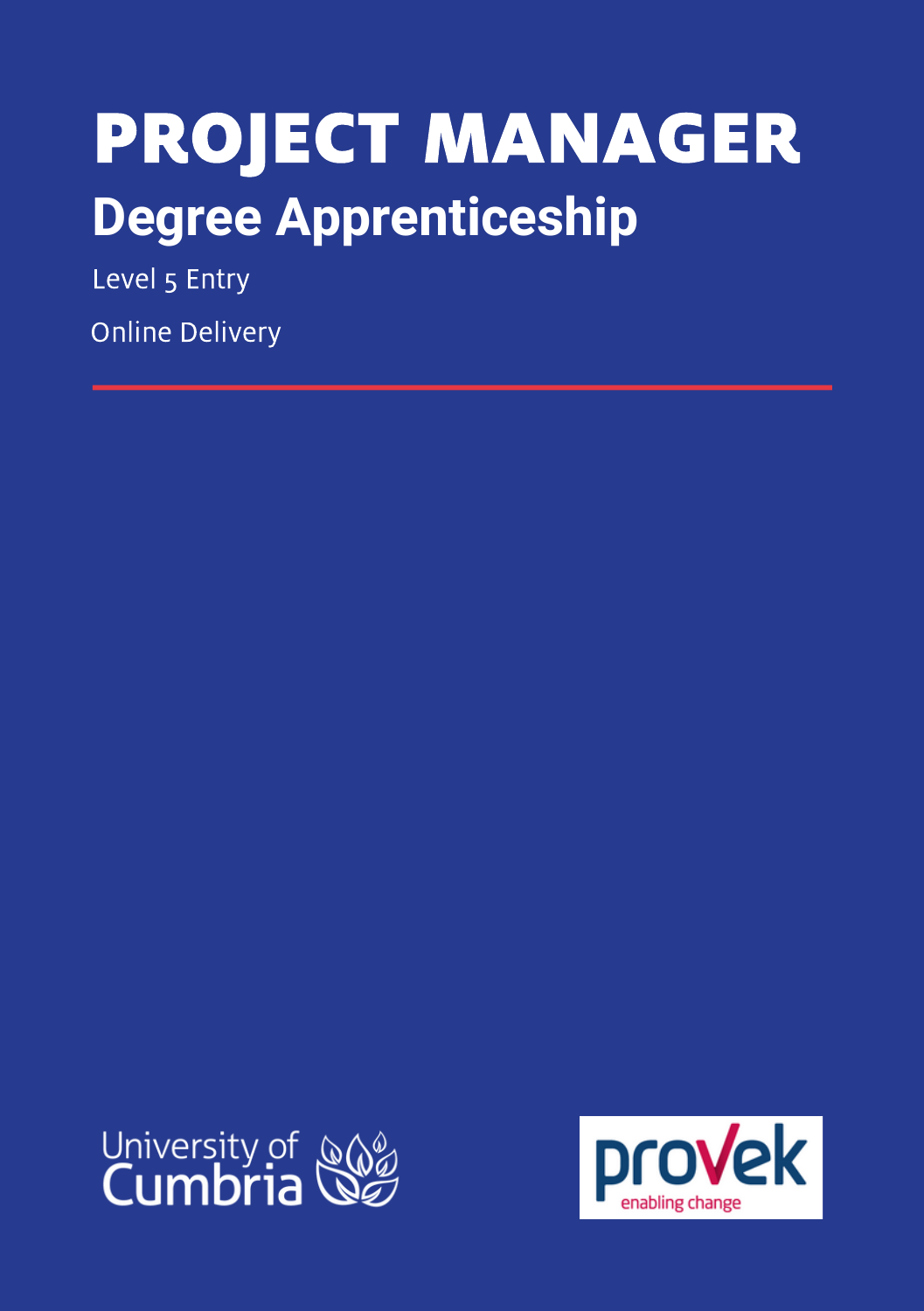# PROJECT MANAGER

## Degree Apprenticeship

Level 5 Entry

Online Delivery

University of Cumbria

provek enabling change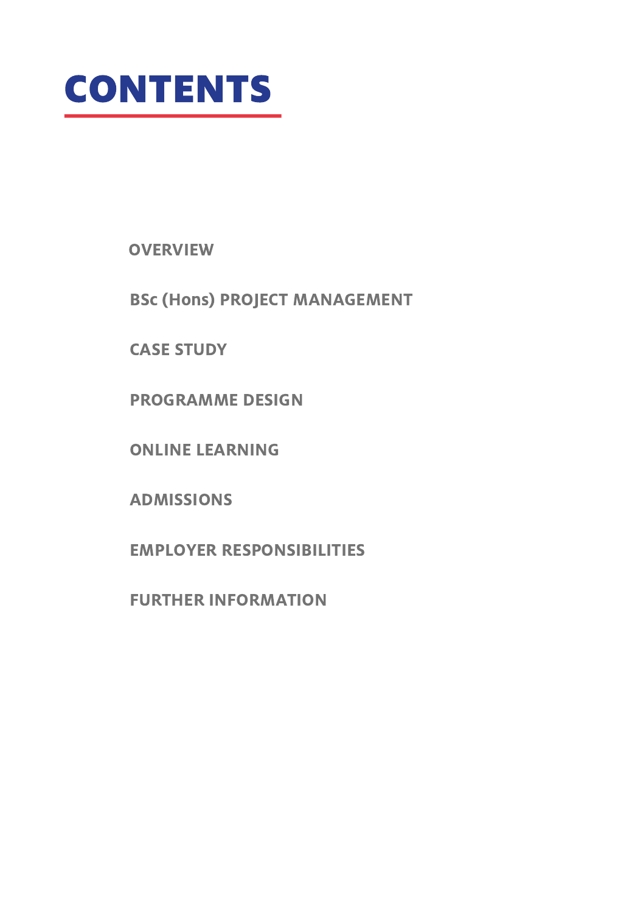# CONTENTS

- OVERVIEW
- BSc (Hons) PROJECT MANAGEMENT
- CASE STUDY
- PROGRAMME DESIGN
- ONLINE LEARNING
- ADMISSIONS
- EMPLOYER RESPONSIBILITIES
- FURTHER INFORMATION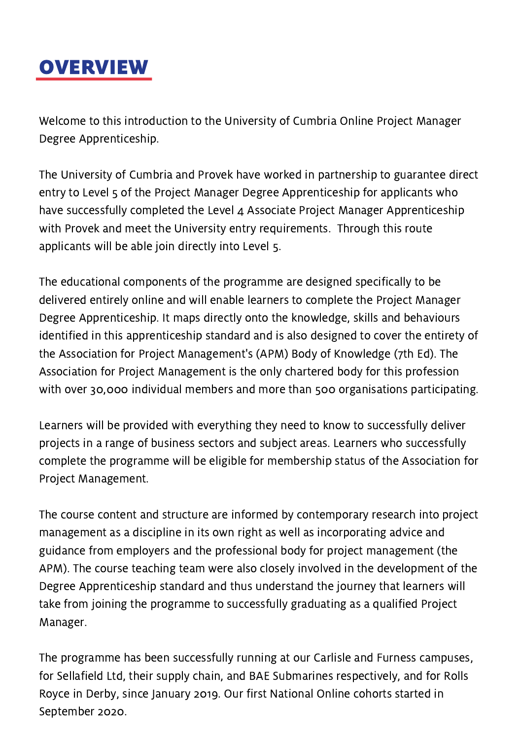# OVERVIEW

Welcome to this introduction to the University of Cumbria Online Project Manager Degree Apprenticeship.

The University of Cumbria and Provek have worked in partnership to guarantee direct entry to Level 5 of the Project Manager Degree Apprenticeship for applicants who have successfully completed the Level 4 Associate Project Manager Apprenticeship with Provek and meet the University entry requirements.  Through this route applicants will be able join directly into Level 5.

The educational components of the programme are designed specifically to be delivered entirely online and will enable learners to complete the Project Manager Degree Apprenticeship. It maps directly onto the knowledge, skills and behaviours identified in this apprenticeship standard and is also designed to cover the entirety of the Association for Project Management's (APM) Body of Knowledge (7th Ed). The Association for Project Management is the only chartered body for this profession with over 30,000 individual members and more than 500 organisations participating.

Learners will be provided with everything they need to know to successfully deliver projects in a range of business sectors and subject areas. Learners who successfully complete the programme will be eligible for membership status of the Association for Project Management.

The course content and structure are informed by contemporary research into project management as a discipline in its own right as well as incorporating advice and guidance from employers and the professional body for project management (the APM). The course teaching team were also closely involved in the development of the Degree Apprenticeship standard and thus understand the journey that learners will take from joining the programme to successfully graduating as a qualified Project Manager.

The programme has been successfully running at our Carlisle and Furness campuses, for Sellafield Ltd, their supply chain, and BAE Submarines respectively, and for Rolls Royce in Derby, since January 2019. Our first National Online cohorts started in September 2020.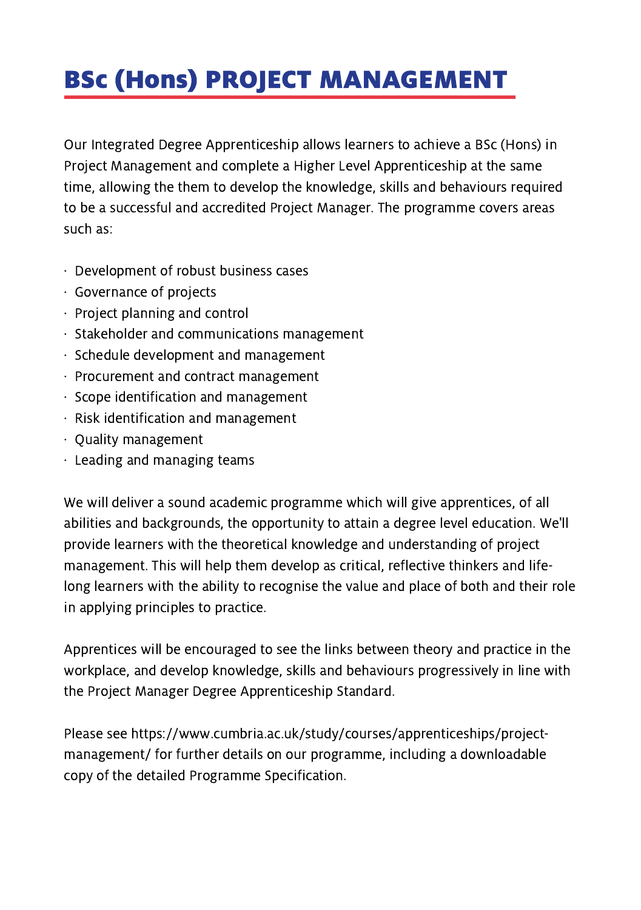# BSc (Hons) PROJECT MANAGEMENT

Our Integrated Degree Apprenticeship allows learners to achieve a BSc (Hons) in Project Management and complete a Higher Level Apprenticeship at the same time, allowing the them to develop the knowledge, skills and behaviours required to be a successful and accredited Project Manager. The programme covers areas such as:

- Development of robust business cases
- Governance of projects
- Project planning and control
- Stakeholder and communications management
- Schedule development and management
- Procurement and contract management
- Scope identification and management
- Risk identification and management
- Quality management
- Leading and managing teams

We will deliver a sound academic programme which will give apprentices, of all abilities and backgrounds, the opportunity to attain a degree level education. We'll provide learners with the theoretical knowledge and understanding of project management. This will help them develop as critical, reflective thinkers and life-long learners with the ability to recognise the value and place of both and their role in applying principles to practice.

Apprentices will be encouraged to see the links between theory and practice in the workplace, and develop knowledge, skills and behaviours progressively in line with the Project Manager Degree Apprenticeship Standard.

Please see https://www.cumbria.ac.uk/study/courses/apprenticeships/project-management/ for further details on our programme, including a downloadable copy of the detailed Programme Specification.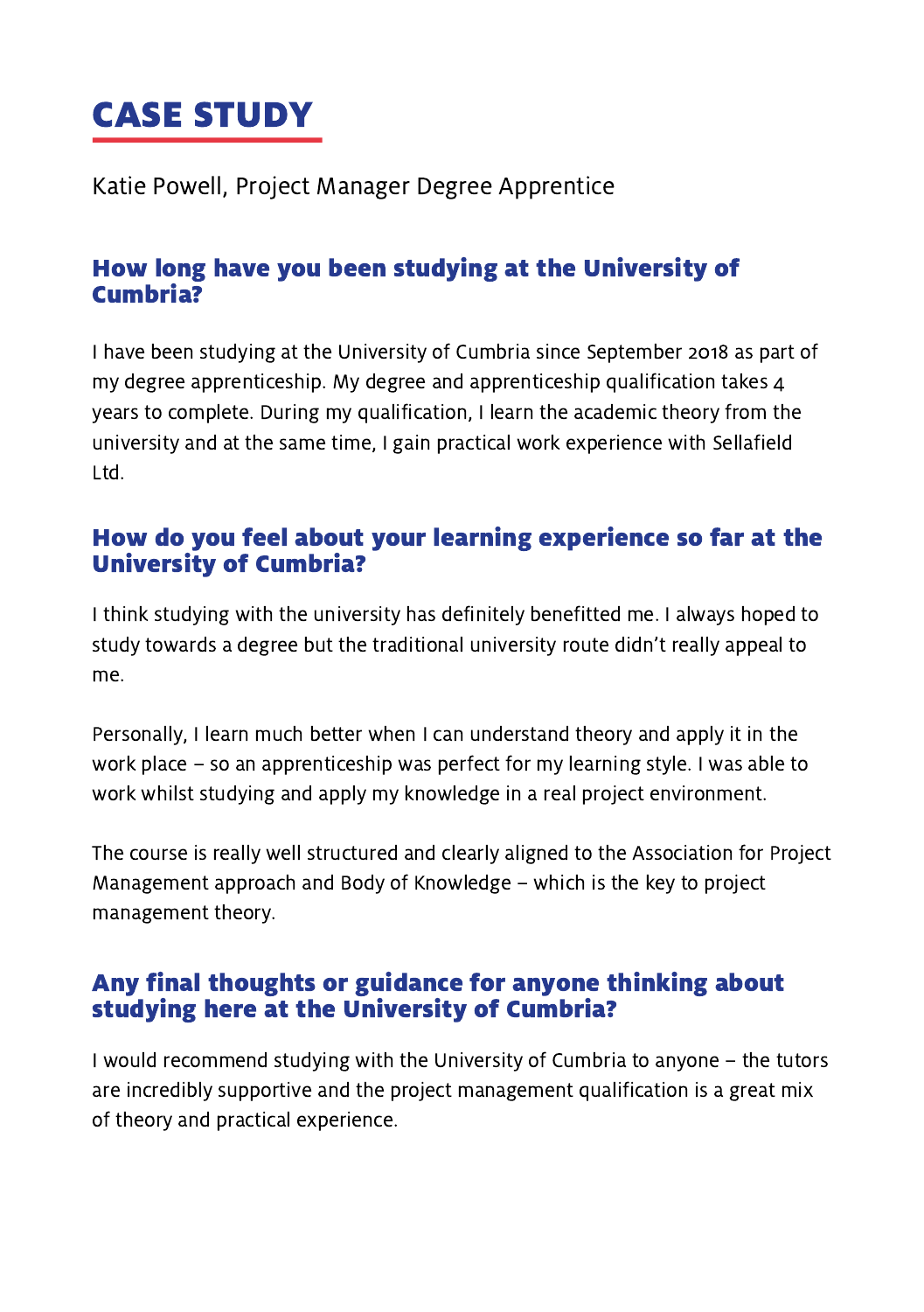# CASE STUDY

Katie Powell, Project Manager Degree Apprentice

## How long have you been studying at the University of Cumbria?

I have been studying at the University of Cumbria since September 2018 as part of my degree apprenticeship. My degree and apprenticeship qualification takes 4 years to complete. During my qualification, I learn the academic theory from the university and at the same time, I gain practical work experience with Sellafield Ltd.

## How do you feel about your learning experience so far at the University of Cumbria?

I think studying with the university has definitely benefitted me. I always hoped to study towards a degree but the traditional university route didn't really appeal to me.

Personally, I learn much better when I can understand theory and apply it in the work place – so an apprenticeship was perfect for my learning style. I was able to work whilst studying and apply my knowledge in a real project environment.

The course is really well structured and clearly aligned to the Association for Project Management approach and Body of Knowledge – which is the key to project management theory.

## Any final thoughts or guidance for anyone thinking about studying here at the University of Cumbria?

I would recommend studying with the University of Cumbria to anyone – the tutors are incredibly supportive and the project management qualification is a great mix of theory and practical experience.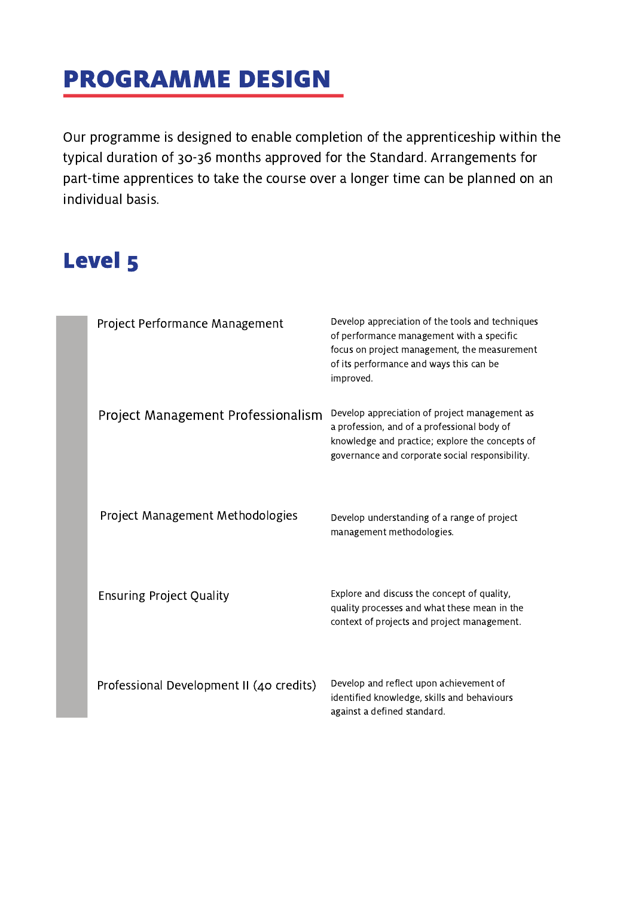# PROGRAMME DESIGN

Our programme is designed to enable completion of the apprenticeship within the typical duration of 30-36 months approved for the Standard. Arrangements for part-time apprentices to take the course over a longer time can be planned on an individual basis.

## Level 5

| Module | Description |
|---|---|
| Project Performance Management | Develop appreciation of the tools and techniques of performance management with a specific focus on project management, the measurement of its performance and ways this can be improved. |
| Project Management Professionalism | Develop appreciation of project management as a profession, and of a professional body of knowledge and practice; explore the concepts of governance and corporate social responsibility. |
| Project Management Methodologies | Develop understanding of a range of project management methodologies. |
| Ensuring Project Quality | Explore and discuss the concept of quality, quality processes and what these mean in the context of projects and project management. |
| Professional Development II (40 credits) | Develop and reflect upon achievement of identified knowledge, skills and behaviours against a defined standard. |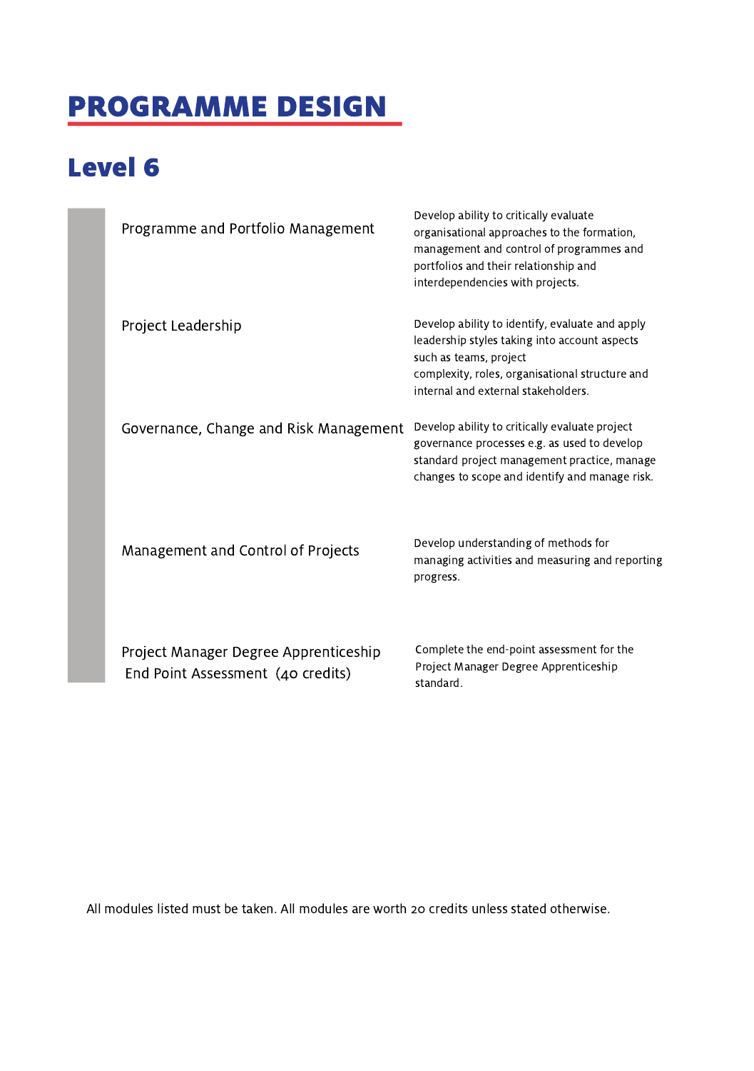# PROGRAMME DESIGN

## Level 6

| Module | Description |
|---|---|
| Programme and Portfolio Management | Develop ability to critically evaluate organisational approaches to the formation, management and control of programmes and portfolios and their relationship and interdependencies with projects. |
| Project Leadership | Develop ability to identify, evaluate and apply leadership styles taking into account aspects such as teams, project complexity, roles, organisational structure and internal and external stakeholders. |
| Governance, Change and Risk Management | Develop ability to critically evaluate project governance processes e.g. as used to develop standard project management practice, manage changes to scope and identify and manage risk. |
| Management and Control of Projects | Develop understanding of methods for managing activities and measuring and reporting progress. |
| Project Manager Degree Apprenticeship End Point Assessment (40 credits) | Complete the end-point assessment for the Project Manager Degree Apprenticeship standard. |

All modules listed must be taken. All modules are worth 20 credits unless stated otherwise.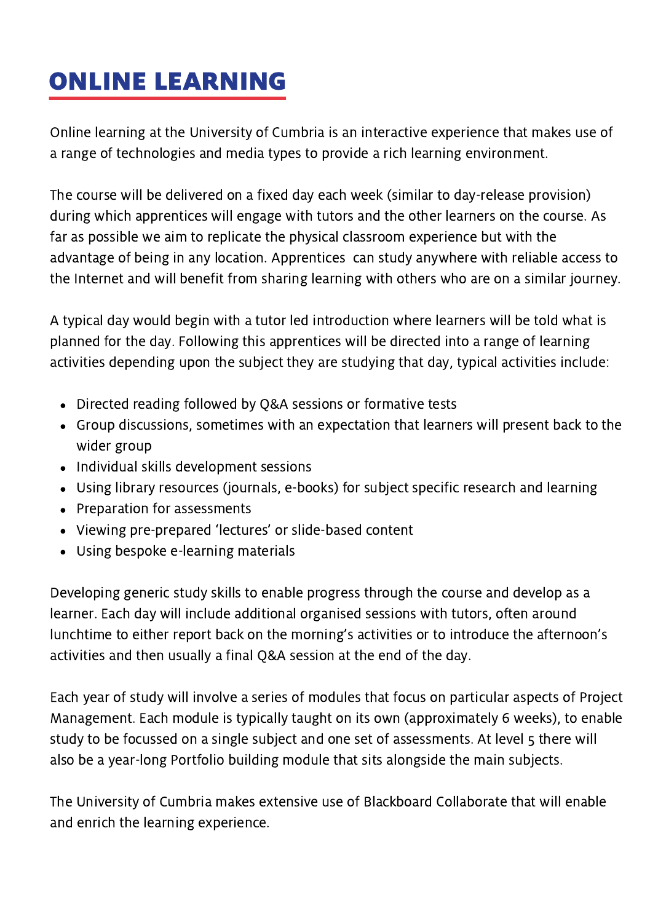# ONLINE LEARNING

Online learning at the University of Cumbria is an interactive experience that makes use of a range of technologies and media types to provide a rich learning environment.

The course will be delivered on a fixed day each week (similar to day-release provision) during which apprentices will engage with tutors and the other learners on the course. As far as possible we aim to replicate the physical classroom experience but with the advantage of being in any location. Apprentices can study anywhere with reliable access to the Internet and will benefit from sharing learning with others who are on a similar journey.

A typical day would begin with a tutor led introduction where learners will be told what is planned for the day. Following this apprentices will be directed into a range of learning activities depending upon the subject they are studying that day, typical activities include:

- Directed reading followed by Q&A sessions or formative tests
- Group discussions, sometimes with an expectation that learners will present back to the wider group
- Individual skills development sessions
- Using library resources (journals, e-books) for subject specific research and learning
- Preparation for assessments
- Viewing pre-prepared 'lectures' or slide-based content
- Using bespoke e-learning materials

Developing generic study skills to enable progress through the course and develop as a learner. Each day will include additional organised sessions with tutors, often around lunchtime to either report back on the morning's activities or to introduce the afternoon's activities and then usually a final Q&A session at the end of the day.

Each year of study will involve a series of modules that focus on particular aspects of Project Management. Each module is typically taught on its own (approximately 6 weeks), to enable study to be focussed on a single subject and one set of assessments. At level 5 there will also be a year-long Portfolio building module that sits alongside the main subjects.

The University of Cumbria makes extensive use of Blackboard Collaborate that will enable and enrich the learning experience.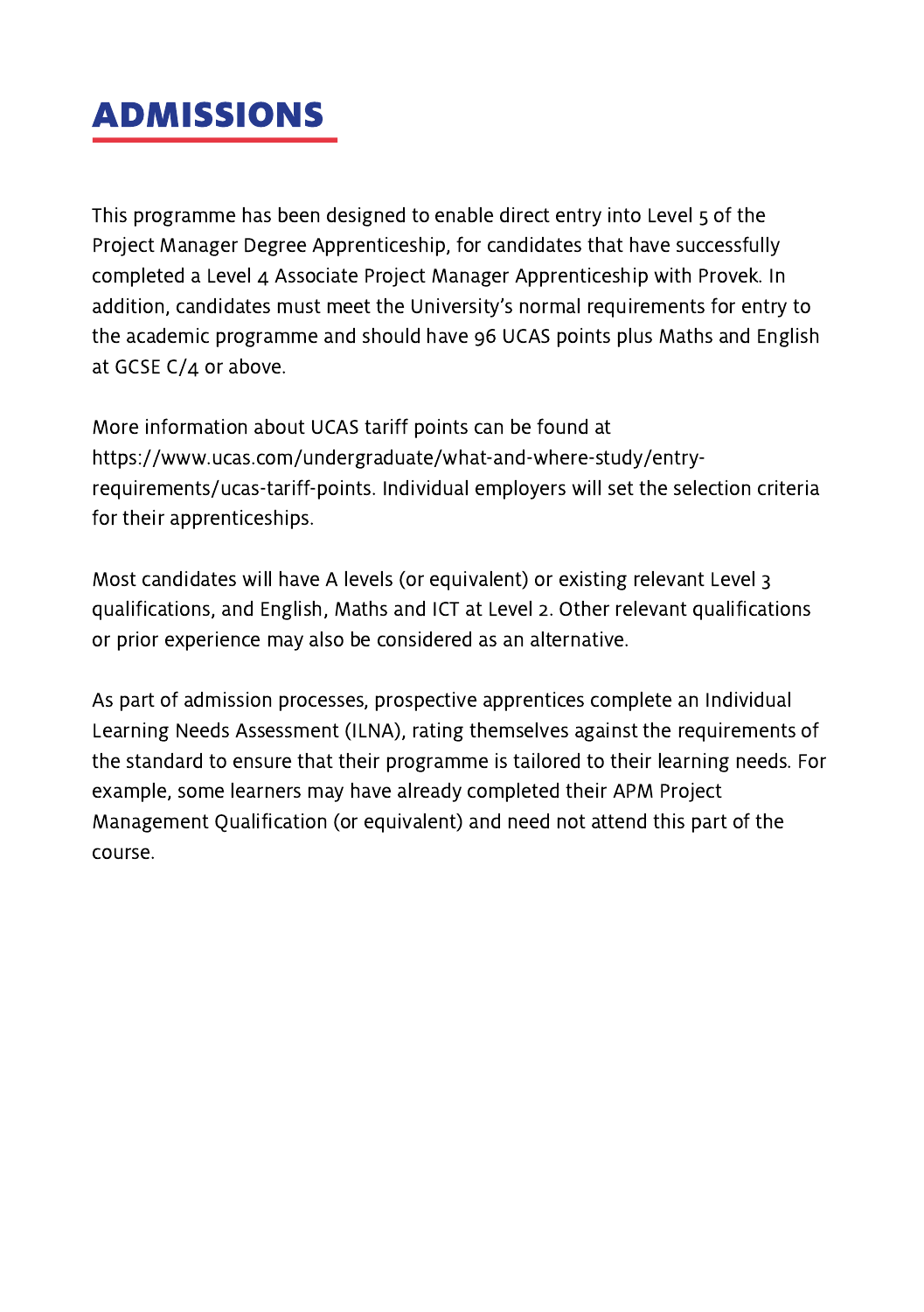# ADMISSIONS

This programme has been designed to enable direct entry into Level 5 of the Project Manager Degree Apprenticeship, for candidates that have successfully completed a Level 4 Associate Project Manager Apprenticeship with Provek. In addition, candidates must meet the University's normal requirements for entry to the academic programme and should have 96 UCAS points plus Maths and English at GCSE C/4 or above.

More information about UCAS tariff points can be found at https://www.ucas.com/undergraduate/what-and-where-study/entry-requirements/ucas-tariff-points. Individual employers will set the selection criteria for their apprenticeships.

Most candidates will have A levels (or equivalent) or existing relevant Level 3 qualifications, and English, Maths and ICT at Level 2. Other relevant qualifications or prior experience may also be considered as an alternative.

As part of admission processes, prospective apprentices complete an Individual Learning Needs Assessment (ILNA), rating themselves against the requirements of the standard to ensure that their programme is tailored to their learning needs. For example, some learners may have already completed their APM Project Management Qualification (or equivalent) and need not attend this part of the course.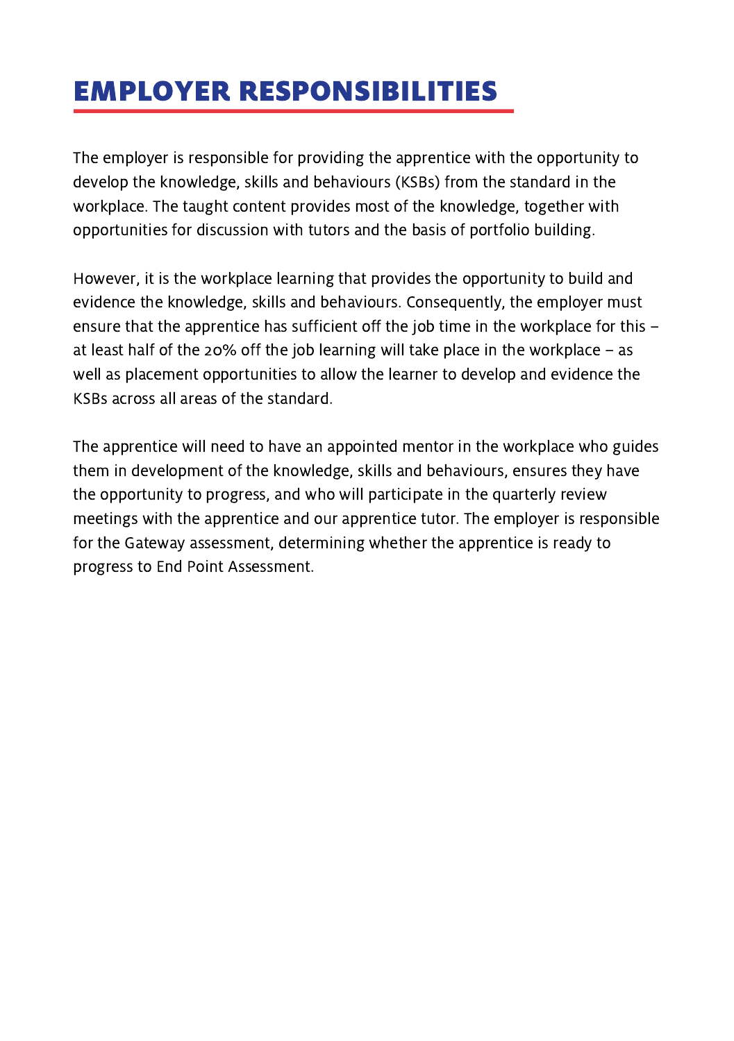# EMPLOYER RESPONSIBILITIES

The employer is responsible for providing the apprentice with the opportunity to develop the knowledge, skills and behaviours (KSBs) from the standard in the workplace. The taught content provides most of the knowledge, together with opportunities for discussion with tutors and the basis of portfolio building.

However, it is the workplace learning that provides the opportunity to build and evidence the knowledge, skills and behaviours. Consequently, the employer must ensure that the apprentice has sufficient off the job time in the workplace for this – at least half of the 20% off the job learning will take place in the workplace – as well as placement opportunities to allow the learner to develop and evidence the KSBs across all areas of the standard.

The apprentice will need to have an appointed mentor in the workplace who guides them in development of the knowledge, skills and behaviours, ensures they have the opportunity to progress, and who will participate in the quarterly review meetings with the apprentice and our apprentice tutor. The employer is responsible for the Gateway assessment, determining whether the apprentice is ready to progress to End Point Assessment.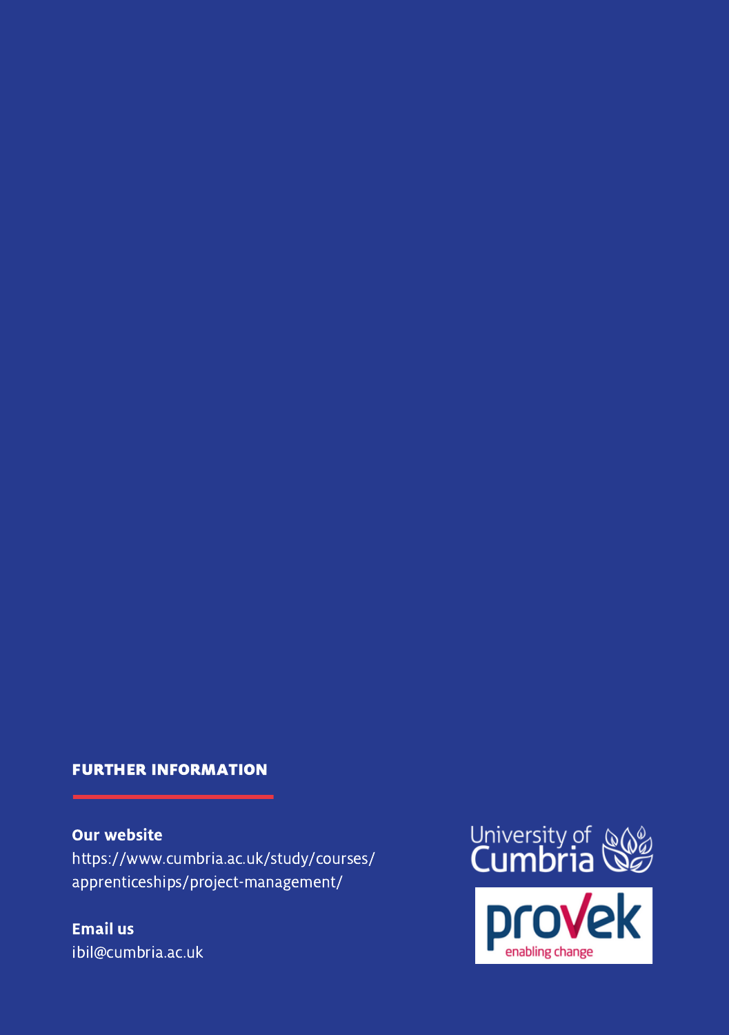## FURTHER INFORMATION

**Our website**
https://www.cumbria.ac.uk/study/courses/apprenticeships/project-management/

**Email us**
ibil@cumbria.ac.uk

University of Cumbria

provek
enabling change